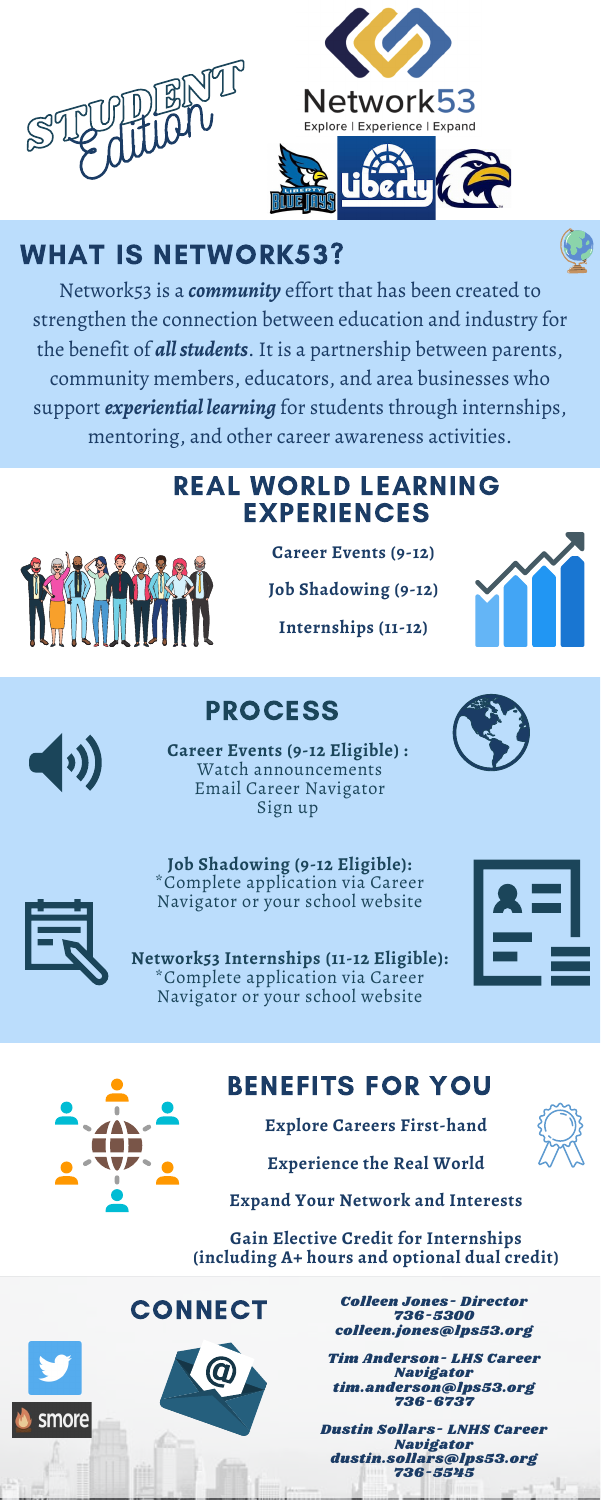STUDENT Edition

Network53

Explore | Experience | Expand

Liberty

## WHAT IS NETWORK53?

Network53 is a ***community*** effort that has been created to strengthen the connection between education and industry for the benefit of ***all students***. It is a partnership between parents, community members, educators, and area businesses who support ***experiential learning*** for students through internships, mentoring, and other career awareness activities.

## REAL WORLD LEARNING EXPERIENCES

**Career Events (9-12)**

**Job Shadowing (9-12)**

**Internships (11-12)**

## PROCESS

**Career Events (9-12 Eligible) :**
Watch announcements
Email Career Navigator
Sign up

**Job Shadowing (9-12 Eligible):**
*Complete application via Career Navigator or your school website

**Network53 Internships (11-12 Eligible):**
*Complete application via Career Navigator or your school website

## BENEFITS FOR YOU

**Explore Careers First-hand**

**Experience the Real World**

**Expand Your Network and Interests**

**Gain Elective Credit for Internships (including A+ hours and optional dual credit)**

## CONNECT

***Colleen Jones- Director***
***736-5300***
***colleen.jones@lps53.org***

***Tim Anderson- LHS Career Navigator***
***tim.anderson@lps53.org***
***736-6737***

***Dustin Sollars- LNHS Career Navigator***
***dustin.sollars@lps53.org***
***736-5545***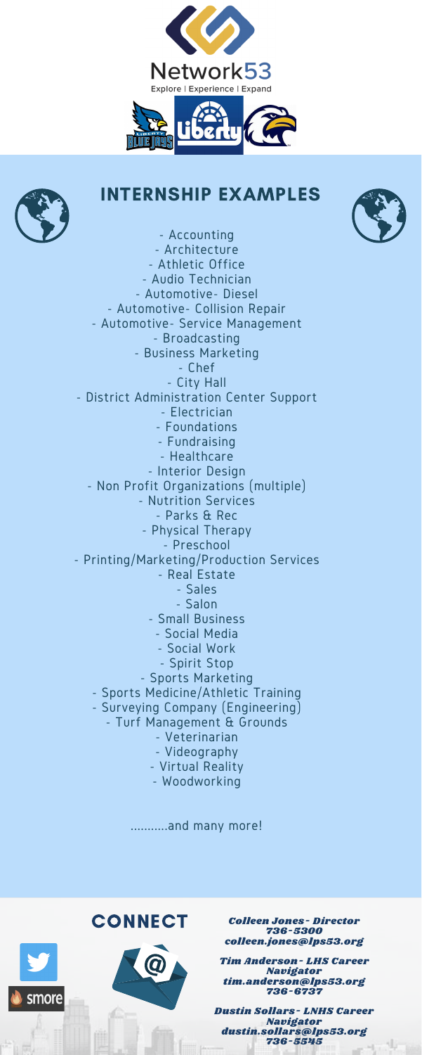Network53

Explore | Experience | Expand

Liberty

## INTERNSHIP EXAMPLES

- Accounting
- Architecture
- Athletic Office
- Audio Technician
- Automotive- Diesel
- Automotive- Collision Repair
- Automotive- Service Management
- Broadcasting
- Business Marketing
- Chef
- City Hall
- District Administration Center Support
- Electrician
- Foundations
- Fundraising
- Healthcare
- Interior Design
- Non Profit Organizations (multiple)
- Nutrition Services
- Parks & Rec
- Physical Therapy
- Preschool
- Printing/Marketing/Production Services
- Real Estate
- Sales
- Salon
- Small Business
- Social Media
- Social Work
- Spirit Stop
- Sports Marketing
- Sports Medicine/Athletic Training
- Surveying Company (Engineering)
- Turf Management & Grounds
- Veterinarian
- Videography
- Virtual Reality
- Woodworking

...........and many more!

## CONNECT

smore

***Colleen Jones - Director***
***736-5300***
***colleen.jones@lps53.org***

***Tim Anderson - LHS Career Navigator***
***tim.anderson@lps53.org***
***736-6737***

***Dustin Sollars - LNHS Career Navigator***
***dustin.sollars@lps53.org***
***736-5545***